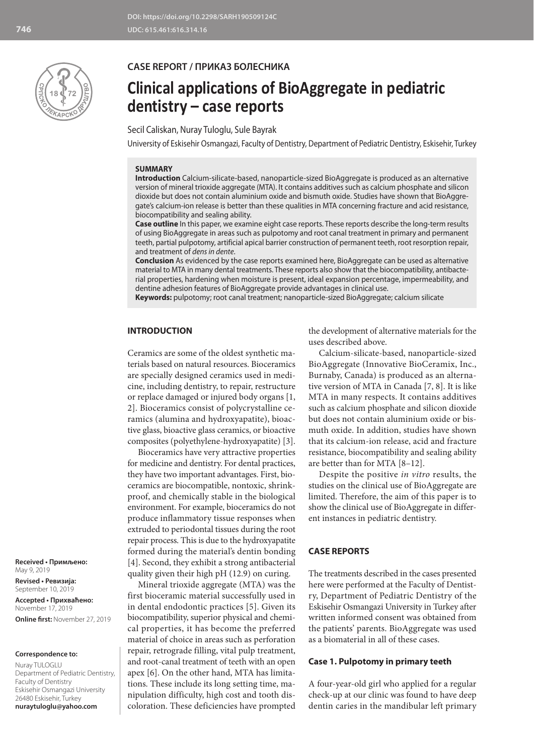DOI: https://doi.org/10.2298/SARH190509124C
UDC: 615.461:616.314.16

**CASE REPORT / ПРИКАЗ БОЛЕСНИКА**

# Clinical applications of BioAggregate in pediatric dentistry – case reports

Secil Caliskan, Nuray Tuloglu, Sule Bayrak

University of Eskisehir Osmangazi, Faculty of Dentistry, Department of Pediatric Dentistry, Eskisehir, Turkey

**SUMMARY**

**Introduction** Calcium-silicate-based, nanoparticle-sized BioAggregate is produced as an alternative version of mineral trioxide aggregate (MTA). It contains additives such as calcium phosphate and silicon dioxide but does not contain aluminium oxide and bismuth oxide. Studies have shown that BioAggregate's calcium-ion release is better than these qualities in MTA concerning fracture and acid resistance, biocompatibility and sealing ability.

**Case outline** In this paper, we examine eight case reports. These reports describe the long-term results of using BioAggregate in areas such as pulpotomy and root canal treatment in primary and permanent teeth, partial pulpotomy, artificial apical barrier construction of permanent teeth, root resorption repair, and treatment of *dens in dente*.

**Conclusion** As evidenced by the case reports examined here, BioAggregate can be used as alternative material to MTA in many dental treatments. These reports also show that the biocompatibility, antibacterial properties, hardening when moisture is present, ideal expansion percentage, impermeability, and dentine adhesion features of BioAggregate provide advantages in clinical use.

**Keywords:** pulpotomy; root canal treatment; nanoparticle-sized BioAggregate; calcium silicate

## INTRODUCTION

Ceramics are some of the oldest synthetic materials based on natural resources. Bioceramics are specially designed ceramics used in medicine, including dentistry, to repair, restructure or replace damaged or injured body organs [1, 2]. Bioceramics consist of polycrystalline ceramics (alumina and hydroxyapatite), bioactive glass, bioactive glass ceramics, or bioactive composites (polyethylene-hydroxyapatite) [3].

Bioceramics have very attractive properties for medicine and dentistry. For dental practices, they have two important advantages. First, bioceramics are biocompatible, nontoxic, shrinkproof, and chemically stable in the biological environment. For example, bioceramics do not produce inflammatory tissue responses when extruded to periodontal tissues during the root repair process. This is due to the hydroxyapatite formed during the material's dentin bonding [4]. Second, they exhibit a strong antibacterial quality given their high pH (12.9) on curing.

Mineral trioxide aggregate (MTA) was the first bioceramic material successfully used in dental endodontic practices [5]. Given its biocompatibility, superior physical and chemical properties, it has become the preferred material of choice in areas such as perforation repair, retrograde filling, vital pulp treatment, and root-canal treatment of teeth with an open apex [6]. On the other hand, MTA has limitations. These include its long setting time, manipulation difficulty, high cost and tooth discoloration. These deficiencies have prompted the development of alternative materials for the uses described above.

Calcium-silicate-based, nanoparticle-sized BioAggregate (Innovative BioCeramix, Inc., Burnaby, Canada) is produced as an alternative version of MTA in Canada [7, 8]. It is like MTA in many respects. It contains additives such as calcium phosphate and silicon dioxide but does not contain aluminium oxide or bismuth oxide. In addition, studies have shown that its calcium-ion release, acid and fracture resistance, biocompatibility and sealing ability are better than for MTA [8–12].

Despite the positive *in vitro* results, the studies on the clinical use of BioAggregate are limited. Therefore, the aim of this paper is to show the clinical use of BioAggregate in different instances in pediatric dentistry.

## CASE REPORTS

The treatments described in the cases presented here were performed at the Faculty of Dentistry, Department of Pediatric Dentistry of the Eskisehir Osmangazi University in Turkey after written informed consent was obtained from the patients' parents. BioAggregate was used as a biomaterial in all of these cases.

### Case 1. Pulpotomy in primary teeth

A four-year-old girl who applied for a regular check-up at our clinic was found to have deep dentin caries in the mandibular left primary

**Received • Примљено:** May 9, 2019
**Revised • Ревизија:** September 10, 2019
**Accepted • Прихваћено:** November 17, 2019
**Online first:** November 27, 2019

**Correspondence to:**
Nuray TULOGLU
Department of Pediatric Dentistry, Faculty of Dentistry
Eskisehir Osmangazi University
26480 Eskisehir, Turkey
**nuraytuloglu@yahoo.com**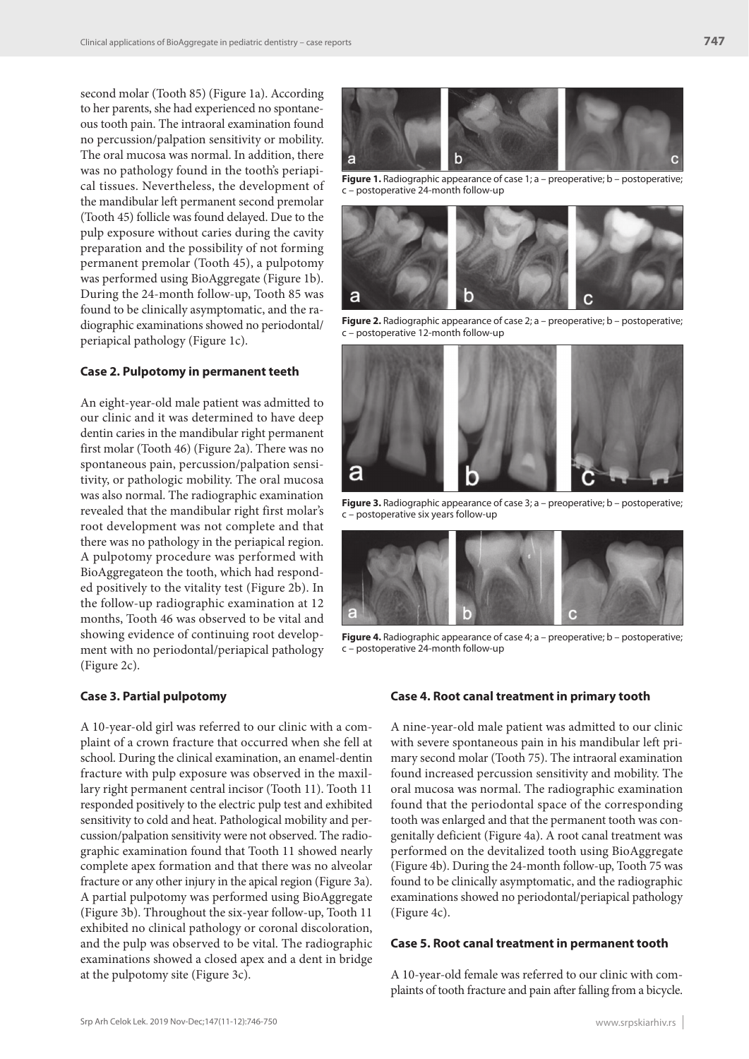second molar (Tooth 85) (Figure 1a). According to her parents, she had experienced no spontaneous tooth pain. The intraoral examination found no percussion/palpation sensitivity or mobility. The oral mucosa was normal. In addition, there was no pathology found in the tooth's periapical tissues. Nevertheless, the development of the mandibular left permanent second premolar (Tooth 45) follicle was found delayed. Due to the pulp exposure without caries during the cavity preparation and the possibility of not forming permanent premolar (Tooth 45), a pulpotomy was performed using BioAggregate (Figure 1b). During the 24-month follow-up, Tooth 85 was found to be clinically asymptomatic, and the radiographic examinations showed no periodontal/periapical pathology (Figure 1c).

### Case 2. Pulpotomy in permanent teeth

An eight-year-old male patient was admitted to our clinic and it was determined to have deep dentin caries in the mandibular right permanent first molar (Tooth 46) (Figure 2a). There was no spontaneous pain, percussion/palpation sensitivity, or pathologic mobility. The oral mucosa was also normal. The radiographic examination revealed that the mandibular right first molar's root development was not complete and that there was no pathology in the periapical region. A pulpotomy procedure was performed with BioAggregateon the tooth, which had responded positively to the vitality test (Figure 2b). In the follow-up radiographic examination at 12 months, Tooth 46 was observed to be vital and showing evidence of continuing root development with no periodontal/periapical pathology (Figure 2c).

**Figure 1.** Radiographic appearance of case 1; a – preoperative; b – postoperative; c – postoperative 24-month follow-up

**Figure 2.** Radiographic appearance of case 2; a – preoperative; b – postoperative; c – postoperative 12-month follow-up

**Figure 3.** Radiographic appearance of case 3; a – preoperative; b – postoperative; c – postoperative six years follow-up

**Figure 4.** Radiographic appearance of case 4; a – preoperative; b – postoperative; c – postoperative 24-month follow-up

### Case 3. Partial pulpotomy

A 10-year-old girl was referred to our clinic with a complaint of a crown fracture that occurred when she fell at school. During the clinical examination, an enamel-dentin fracture with pulp exposure was observed in the maxillary right permanent central incisor (Tooth 11). Tooth 11 responded positively to the electric pulp test and exhibited sensitivity to cold and heat. Pathological mobility and percussion/palpation sensitivity were not observed. The radiographic examination found that Tooth 11 showed nearly complete apex formation and that there was no alveolar fracture or any other injury in the apical region (Figure 3a). A partial pulpotomy was performed using BioAggregate (Figure 3b). Throughout the six-year follow-up, Tooth 11 exhibited no clinical pathology or coronal discoloration, and the pulp was observed to be vital. The radiographic examinations showed a closed apex and a dent in bridge at the pulpotomy site (Figure 3c).

### Case 4. Root canal treatment in primary tooth

A nine-year-old male patient was admitted to our clinic with severe spontaneous pain in his mandibular left primary second molar (Tooth 75). The intraoral examination found increased percussion sensitivity and mobility. The oral mucosa was normal. The radiographic examination found that the periodontal space of the corresponding tooth was enlarged and that the permanent tooth was congenitally deficient (Figure 4a). A root canal treatment was performed on the devitalized tooth using BioAggregate (Figure 4b). During the 24-month follow-up, Tooth 75 was found to be clinically asymptomatic, and the radiographic examinations showed no periodontal/periapical pathology (Figure 4c).

### Case 5. Root canal treatment in permanent tooth

A 10-year-old female was referred to our clinic with complaints of tooth fracture and pain after falling from a bicycle.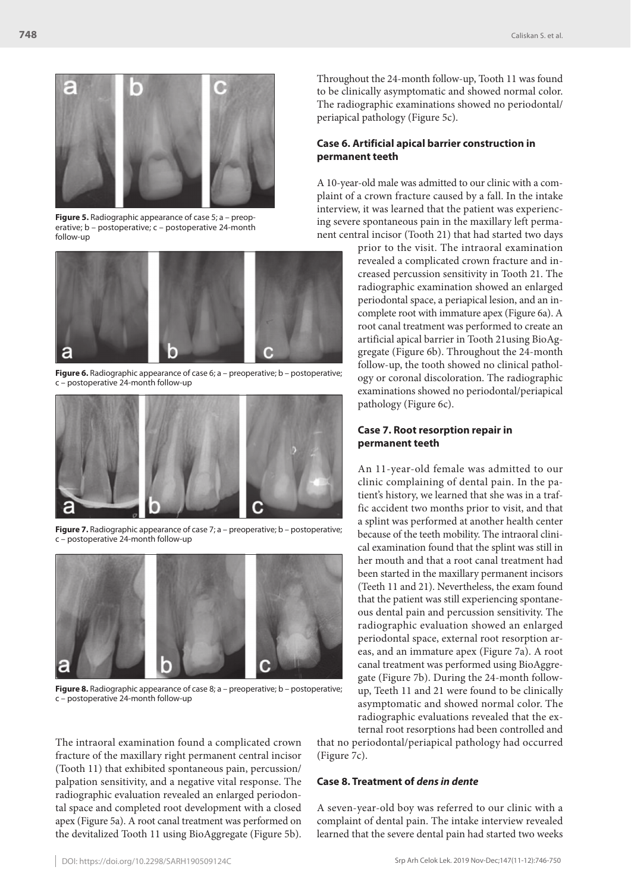Figure 5. Radiographic appearance of case 5; a – preoperative; b – postoperative; c – postoperative 24-month follow-up

Figure 6. Radiographic appearance of case 6; a – preoperative; b – postoperative; c – postoperative 24-month follow-up

Figure 7. Radiographic appearance of case 7; a – preoperative; b – postoperative; c – postoperative 24-month follow-up

Figure 8. Radiographic appearance of case 8; a – preoperative; b – postoperative; c – postoperative 24-month follow-up

The intraoral examination found a complicated crown fracture of the maxillary right permanent central incisor (Tooth 11) that exhibited spontaneous pain, percussion/palpation sensitivity, and a negative vital response. The radiographic evaluation revealed an enlarged periodontal space and completed root development with a closed apex (Figure 5a). A root canal treatment was performed on the devitalized Tooth 11 using BioAggregate (Figure 5b). Throughout the 24-month follow-up, Tooth 11 was found to be clinically asymptomatic and showed normal color. The radiographic examinations showed no periodontal/periapical pathology (Figure 5c).

### Case 6. Artificial apical barrier construction in permanent teeth

A 10-year-old male was admitted to our clinic with a complaint of a crown fracture caused by a fall. In the intake interview, it was learned that the patient was experiencing severe spontaneous pain in the maxillary left permanent central incisor (Tooth 21) that had started two days prior to the visit. The intraoral examination revealed a complicated crown fracture and increased percussion sensitivity in Tooth 21. The radiographic examination showed an enlarged periodontal space, a periapical lesion, and an incomplete root with immature apex (Figure 6a). A root canal treatment was performed to create an artificial apical barrier in Tooth 21using BioAggregate (Figure 6b). Throughout the 24-month follow-up, the tooth showed no clinical pathology or coronal discoloration. The radiographic examinations showed no periodontal/periapical pathology (Figure 6c).

### Case 7. Root resorption repair in permanent teeth

An 11-year-old female was admitted to our clinic complaining of dental pain. In the patient's history, we learned that she was in a traffic accident two months prior to visit, and that a splint was performed at another health center because of the teeth mobility. The intraoral clinical examination found that the splint was still in her mouth and that a root canal treatment had been started in the maxillary permanent incisors (Teeth 11 and 21). Nevertheless, the exam found that the patient was still experiencing spontaneous dental pain and percussion sensitivity. The radiographic evaluation showed an enlarged periodontal space, external root resorption areas, and an immature apex (Figure 7a). A root canal treatment was performed using BioAggregate (Figure 7b). During the 24-month follow-up, Teeth 11 and 21 were found to be clinically asymptomatic and showed normal color. The radiographic evaluations revealed that the external root resorptions had been controlled and that no periodontal/periapical pathology had occurred (Figure 7c).

### Case 8. Treatment of *dens in dente*

A seven-year-old boy was referred to our clinic with a complaint of dental pain. The intake interview revealed learned that the severe dental pain had started two weeks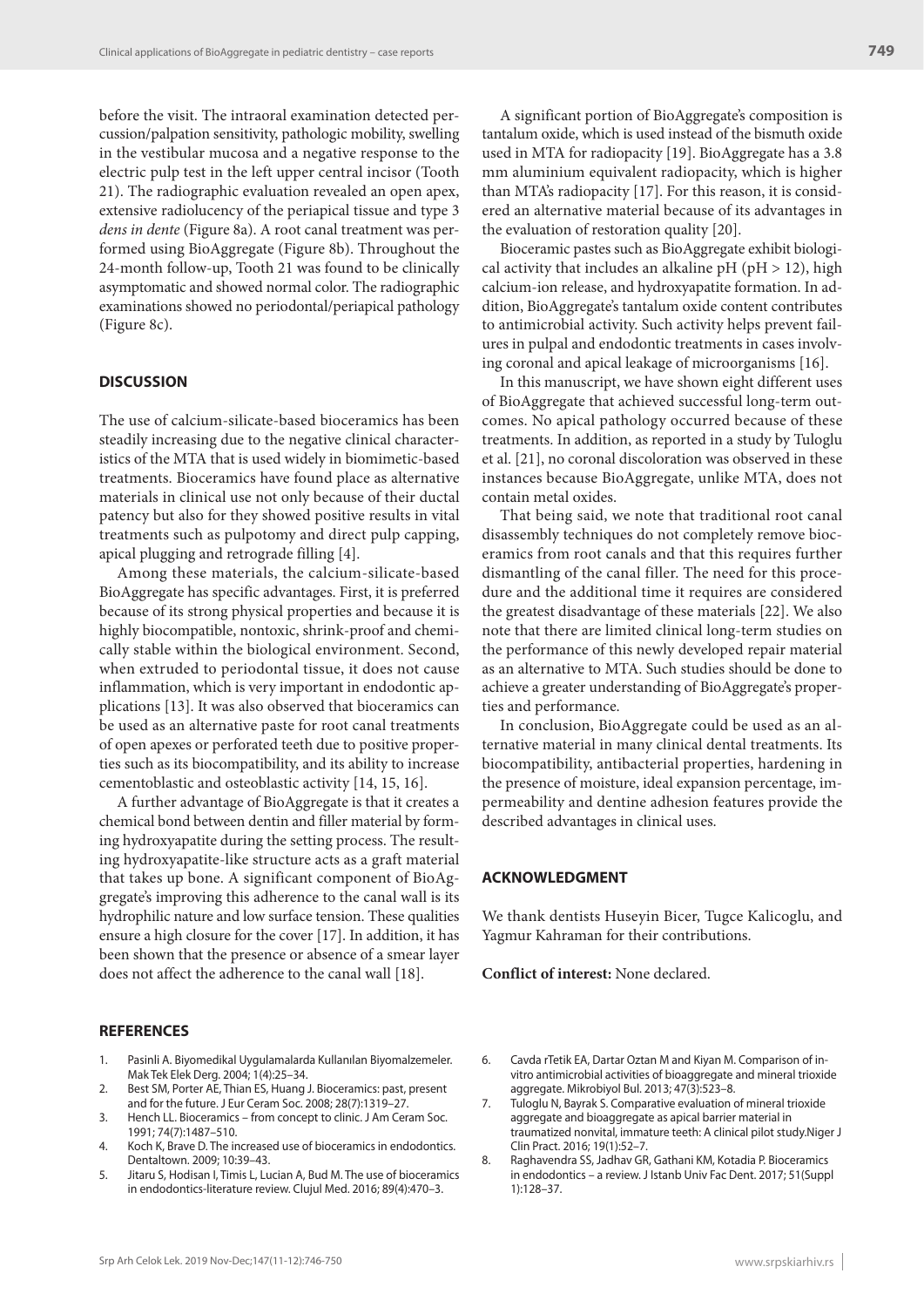before the visit. The intraoral examination detected percussion/palpation sensitivity, pathologic mobility, swelling in the vestibular mucosa and a negative response to the electric pulp test in the left upper central incisor (Tooth 21). The radiographic evaluation revealed an open apex, extensive radiolucency of the periapical tissue and type 3 *dens in dente* (Figure 8a). A root canal treatment was performed using BioAggregate (Figure 8b). Throughout the 24-month follow-up, Tooth 21 was found to be clinically asymptomatic and showed normal color. The radiographic examinations showed no periodontal/periapical pathology (Figure 8c).

## DISCUSSION

The use of calcium-silicate-based bioceramics has been steadily increasing due to the negative clinical characteristics of the MTA that is used widely in biomimetic-based treatments. Bioceramics have found place as alternative materials in clinical use not only because of their ductal patency but also for they showed positive results in vital treatments such as pulpotomy and direct pulp capping, apical plugging and retrograde filling [4].

Among these materials, the calcium-silicate-based BioAggregate has specific advantages. First, it is preferred because of its strong physical properties and because it is highly biocompatible, nontoxic, shrink-proof and chemically stable within the biological environment. Second, when extruded to periodontal tissue, it does not cause inflammation, which is very important in endodontic applications [13]. It was also observed that bioceramics can be used as an alternative paste for root canal treatments of open apexes or perforated teeth due to positive properties such as its biocompatibility, and its ability to increase cementoblastic and osteoblastic activity [14, 15, 16].

A further advantage of BioAggregate is that it creates a chemical bond between dentin and filler material by forming hydroxyapatite during the setting process. The resulting hydroxyapatite-like structure acts as a graft material that takes up bone. A significant component of BioAggregate's improving this adherence to the canal wall is its hydrophilic nature and low surface tension. These qualities ensure a high closure for the cover [17]. In addition, it has been shown that the presence or absence of a smear layer does not affect the adherence to the canal wall [18].

A significant portion of BioAggregate's composition is tantalum oxide, which is used instead of the bismuth oxide used in MTA for radiopacity [19]. BioAggregate has a 3.8 mm aluminium equivalent radiopacity, which is higher than MTA's radiopacity [17]. For this reason, it is considered an alternative material because of its advantages in the evaluation of restoration quality [20].

Bioceramic pastes such as BioAggregate exhibit biological activity that includes an alkaline pH (pH > 12), high calcium-ion release, and hydroxyapatite formation. In addition, BioAggregate's tantalum oxide content contributes to antimicrobial activity. Such activity helps prevent failures in pulpal and endodontic treatments in cases involving coronal and apical leakage of microorganisms [16].

In this manuscript, we have shown eight different uses of BioAggregate that achieved successful long-term outcomes. No apical pathology occurred because of these treatments. In addition, as reported in a study by Tuloglu et al. [21], no coronal discoloration was observed in these instances because BioAggregate, unlike MTA, does not contain metal oxides.

That being said, we note that traditional root canal disassembly techniques do not completely remove bioceramics from root canals and that this requires further dismantling of the canal filler. The need for this procedure and the additional time it requires are considered the greatest disadvantage of these materials [22]. We also note that there are limited clinical long-term studies on the performance of this newly developed repair material as an alternative to MTA. Such studies should be done to achieve a greater understanding of BioAggregate's properties and performance.

In conclusion, BioAggregate could be used as an alternative material in many clinical dental treatments. Its biocompatibility, antibacterial properties, hardening in the presence of moisture, ideal expansion percentage, impermeability and dentine adhesion features provide the described advantages in clinical uses.

## ACKNOWLEDGMENT

We thank dentists Huseyin Bicer, Tugce Kalicoglu, and Yagmur Kahraman for their contributions.

**Conflict of interest:** None declared.

## REFERENCES

1. Pasinli A. Biyomedikal Uygulamalarda Kullanılan Biyomalzemeler. Mak Tek Elek Derg. 2004; 1(4):25–34.
2. Best SM, Porter AE, Thian ES, Huang J. Bioceramics: past, present and for the future. J Eur Ceram Soc. 2008; 28(7):1319–27.
3. Hench LL. Bioceramics – from concept to clinic. J Am Ceram Soc. 1991; 74(7):1487–510.
4. Koch K, Brave D. The increased use of bioceramics in endodontics. Dentaltown. 2009; 10:39–43.
5. Jitaru S, Hodisan I, Timis L, Lucian A, Bud M. The use of bioceramics in endodontics-literature review. Clujul Med. 2016; 89(4):470–3.
6. Cavda rTetik EA, Dartar Oztan M and Kiyan M. Comparison of in-vitro antimicrobial activities of bioaggregate and mineral trioxide aggregate. Mikrobiyol Bul. 2013; 47(3):523–8.
7. Tuloglu N, Bayrak S. Comparative evaluation of mineral trioxide aggregate and bioaggregate as apical barrier material in traumatized nonvital, immature teeth: A clinical pilot study.Niger J Clin Pract. 2016; 19(1):52–7.
8. Raghavendra SS, Jadhav GR, Gathani KM, Kotadia P. Bioceramics in endodontics – a review. J Istanb Univ Fac Dent. 2017; 51(Suppl 1):128–37.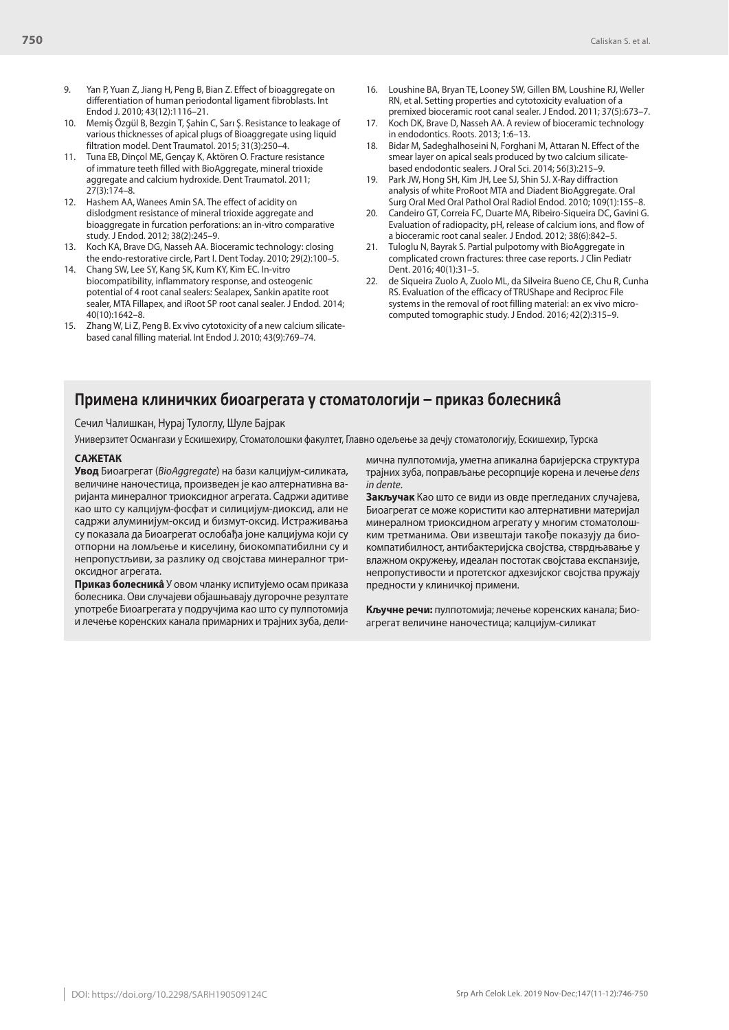9. Yan P, Yuan Z, Jiang H, Peng B, Bian Z. Effect of bioaggregate on differentiation of human periodontal ligament fibroblasts. Int Endod J. 2010; 43(12):1116–21.
10. Memiş Özgül B, Bezgin T, Şahin C, Sarı Ş. Resistance to leakage of various thicknesses of apical plugs of Bioaggregate using liquid filtration model. Dent Traumatol. 2015; 31(3):250–4.
11. Tuna EB, Dinçol ME, Gençay K, Aktören O. Fracture resistance of immature teeth filled with BioAggregate, mineral trioxide aggregate and calcium hydroxide. Dent Traumatol. 2011; 27(3):174–8.
12. Hashem AA, Wanees Amin SA. The effect of acidity on dislodgment resistance of mineral trioxide aggregate and bioaggregate in furcation perforations: an in-vitro comparative study. J Endod. 2012; 38(2):245–9.
13. Koch KA, Brave DG, Nasseh AA. Bioceramic technology: closing the endo-restorative circle, Part I. Dent Today. 2010; 29(2):100–5.
14. Chang SW, Lee SY, Kang SK, Kum KY, Kim EC. In-vitro biocompatibility, inflammatory response, and osteogenic potential of 4 root canal sealers: Sealapex, Sankin apatite root sealer, MTA Fillapex, and iRoot SP root canal sealer. J Endod. 2014; 40(10):1642–8.
15. Zhang W, Li Z, Peng B. Ex vivo cytotoxicity of a new calcium silicate-based canal filling material. Int Endod J. 2010; 43(9):769–74.
16. Loushine BA, Bryan TE, Looney SW, Gillen BM, Loushine RJ, Weller RN, et al. Setting properties and cytotoxicity evaluation of a premixed bioceramic root canal sealer. J Endod. 2011; 37(5):673–7.
17. Koch DK, Brave D, Nasseh AA. A review of bioceramic technology in endodontics. Roots. 2013; 1:6–13.
18. Bidar M, Sadeghalhoseini N, Forghani M, Attaran N. Effect of the smear layer on apical seals produced by two calcium silicate-based endodontic sealers. J Oral Sci. 2014; 56(3):215–9.
19. Park JW, Hong SH, Kim JH, Lee SJ, Shin SJ. X-Ray diffraction analysis of white ProRoot MTA and Diadent BioAggregate. Oral Surg Oral Med Oral Pathol Oral Radiol Endod. 2010; 109(1):155–8.
20. Candeiro GT, Correia FC, Duarte MA, Ribeiro-Siqueira DC, Gavini G. Evaluation of radiopacity, pH, release of calcium ions, and flow of a bioceramic root canal sealer. J Endod. 2012; 38(6):842–5.
21. Tuloglu N, Bayrak S. Partial pulpotomy with BioAggregate in complicated crown fractures: three case reports. J Clin Pediatr Dent. 2016; 40(1):31–5.
22. de Siqueira Zuolo A, Zuolo ML, da Silveira Bueno CE, Chu R, Cunha RS. Evaluation of the efficacy of TRUShape and Reciproc File systems in the removal of root filling material: an ex vivo micro-computed tomographic study. J Endod. 2016; 42(2):315–9.

## Примена клиничких биоагрегата у стоматологији – приказ болеснико̂

Сечил Чалишкан, Нурај Тулоглу, Шуле Бајрак

Универзитет Османгази у Ескишехиру, Стоматолошки факултет, Главно одељење за дечју стоматологију, Ескишехир, Турска

**САЖЕТАК**

**Увод** Биоагрегат (*BioAggregate*) на бази калцијум-силиката, величине наночестица, произведен је као алтернативна варијанта минералног триоксидног агрегата. Садржи адитиве као што су калцијум-фосфат и силицијум-диоксид, али не садржи алуминијум-оксид и бизмут-оксид. Истраживања су показала да Биоагрегат ослобађа јоне калцијума који су отпорни на ломљење и киселину, биокомпатибилни су и непропустљиви, за разлику од својстава минералног триоксидног агрегата.

**Приказ болеснико̂** У овом чланку испитујемо осам приказа болесника. Ови случајеви објашњавају дугорочне резултате употребе Биоагрегата у подручјима као што су пулпотомија и лечење коренских канала примарних и трајних зуба, делимична пулпотомија, уметна апикална баријерска структура трајних зуба, поправљање ресорпције корена и лечење *dens in dente*.

**Закључак** Као што се види из овде прегледаних случајева, Биоагрегат се може користити као алтернативни материјал минералном триоксидном агрегату у многим стоматолошким третманима. Ови извештаји такође показују да биокомпатибилност, антибактеријска својства, стврдњавање у влажном окружењу, идеалан постотак својстава експанзије, непропустивости и протетског адхезијског својства пружају предности у клиничкој примени.

**Кључне речи:** пулпотомија; лечење коренских канала; Биоагрегат величине наночестица; калцијум-силикат